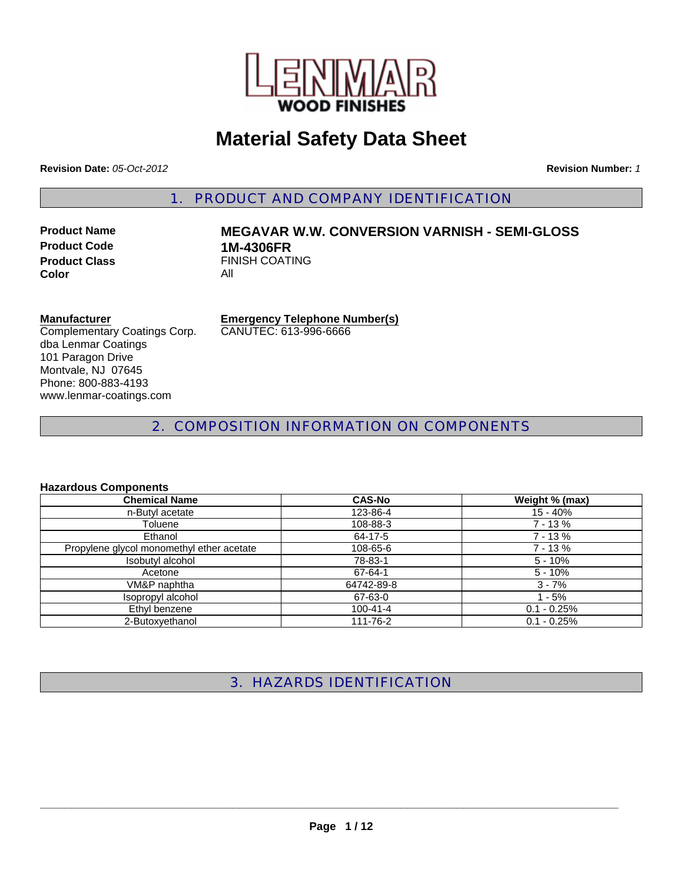LENMAR WOOD FINISHES

# Material Safety Data Sheet

**Revision Date:** *05-Oct-2012* **Revision Number:** *1*

## 1. PRODUCT AND COMPANY IDENTIFICATION

**Product Name** **MEGAVAR W.W. CONVERSION VARNISH - SEMI-GLOSS**
**Product Code** **1M-4306FR**
**Product Class** FINISH COATING
**Color** All

**Manufacturer**
Complementary Coatings Corp.
dba Lenmar Coatings
101 Paragon Drive
Montvale, NJ 07645
Phone: 800-883-4193
www.lenmar-coatings.com

**Emergency Telephone Number(s)**
CANUTEC: 613-996-6666

## 2. COMPOSITION INFORMATION ON COMPONENTS

**Hazardous Components**

| Chemical Name | CAS-No | Weight % (max) |
|---|---|---|
| n-Butyl acetate | 123-86-4 | 15 - 40% |
| Toluene | 108-88-3 | 7 - 13 % |
| Ethanol | 64-17-5 | 7 - 13 % |
| Propylene glycol monomethyl ether acetate | 108-65-6 | 7 - 13 % |
| Isobutyl alcohol | 78-83-1 | 5 - 10% |
| Acetone | 67-64-1 | 5 - 10% |
| VM&P naphtha | 64742-89-8 | 3 - 7% |
| Isopropyl alcohol | 67-63-0 | 1 - 5% |
| Ethyl benzene | 100-41-4 | 0.1 - 0.25% |
| 2-Butoxyethanol | 111-76-2 | 0.1 - 0.25% |

## 3. HAZARDS IDENTIFICATION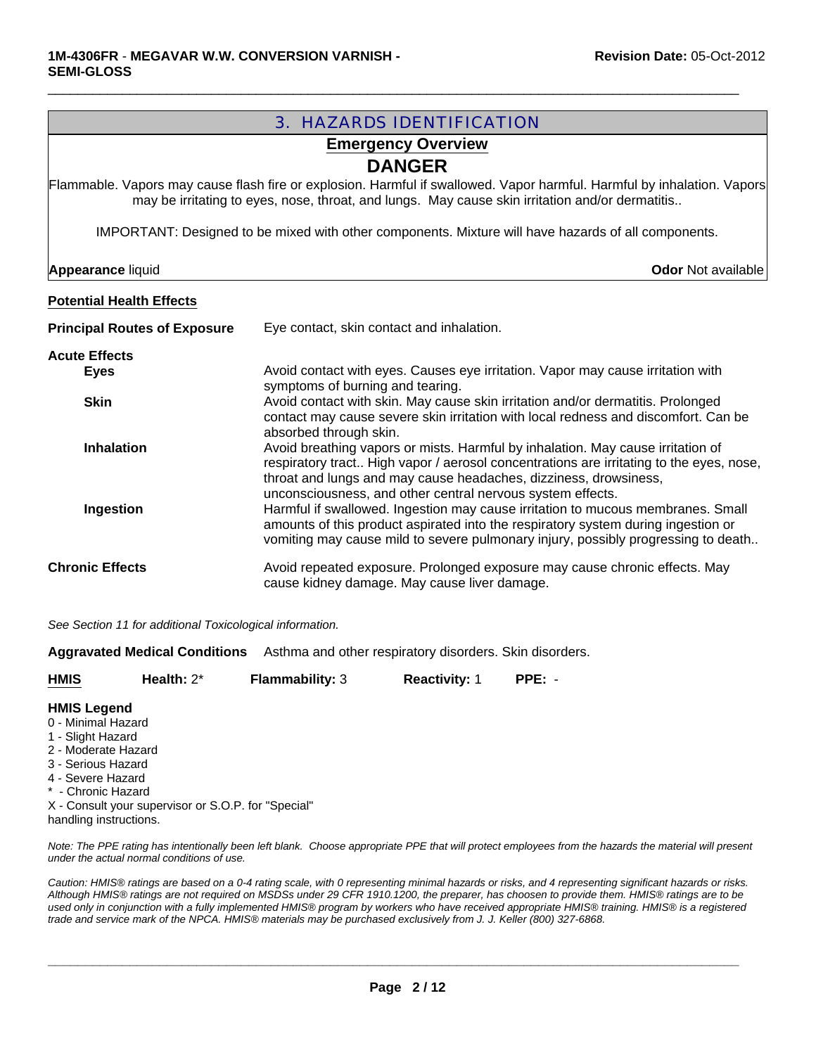## 3. HAZARDS IDENTIFICATION

### Emergency Overview

### DANGER

Flammable. Vapors may cause flash fire or explosion. Harmful if swallowed. Vapor harmful. Harmful by inhalation. Vapors may be irritating to eyes, nose, throat, and lungs. May cause skin irritation and/or dermatitis..

IMPORTANT: Designed to be mixed with other components. Mixture will have hazards of all components.

**Appearance** liquid **Odor** Not available

**Potential Health Effects**

**Principal Routes of Exposure** Eye contact, skin contact and inhalation.

**Acute Effects**

**Eyes** Avoid contact with eyes. Causes eye irritation. Vapor may cause irritation with symptoms of burning and tearing.

**Skin** Avoid contact with skin. May cause skin irritation and/or dermatitis. Prolonged contact may cause severe skin irritation with local redness and discomfort. Can be absorbed through skin.

**Inhalation** Avoid breathing vapors or mists. Harmful by inhalation. May cause irritation of respiratory tract.. High vapor / aerosol concentrations are irritating to the eyes, nose, throat and lungs and may cause headaches, dizziness, drowsiness, unconsciousness, and other central nervous system effects.

**Ingestion** Harmful if swallowed. Ingestion may cause irritation to mucous membranes. Small amounts of this product aspirated into the respiratory system during ingestion or vomiting may cause mild to severe pulmonary injury, possibly progressing to death..

**Chronic Effects** Avoid repeated exposure. Prolonged exposure may cause chronic effects. May cause kidney damage. May cause liver damage.

*See Section 11 for additional Toxicological information.*

**Aggravated Medical Conditions** Asthma and other respiratory disorders. Skin disorders.

| HMIS | Health: 2* | Flammability: 3 | Reactivity: 1 | PPE: - |
|---|---|---|---|---|

**HMIS Legend**

0 - Minimal Hazard
1 - Slight Hazard
2 - Moderate Hazard
3 - Serious Hazard
4 - Severe Hazard
* - Chronic Hazard
X - Consult your supervisor or S.O.P. for "Special" handling instructions.

*Note: The PPE rating has intentionally been left blank. Choose appropriate PPE that will protect employees from the hazards the material will present under the actual normal conditions of use.*

*Caution: HMIS® ratings are based on a 0-4 rating scale, with 0 representing minimal hazards or risks, and 4 representing significant hazards or risks. Although HMIS® ratings are not required on MSDSs under 29 CFR 1910.1200, the preparer, has choosen to provide them. HMIS® ratings are to be used only in conjunction with a fully implemented HMIS® program by workers who have received appropriate HMIS® training. HMIS® is a registered trade and service mark of the NPCA. HMIS® materials may be purchased exclusively from J. J. Keller (800) 327-6868.*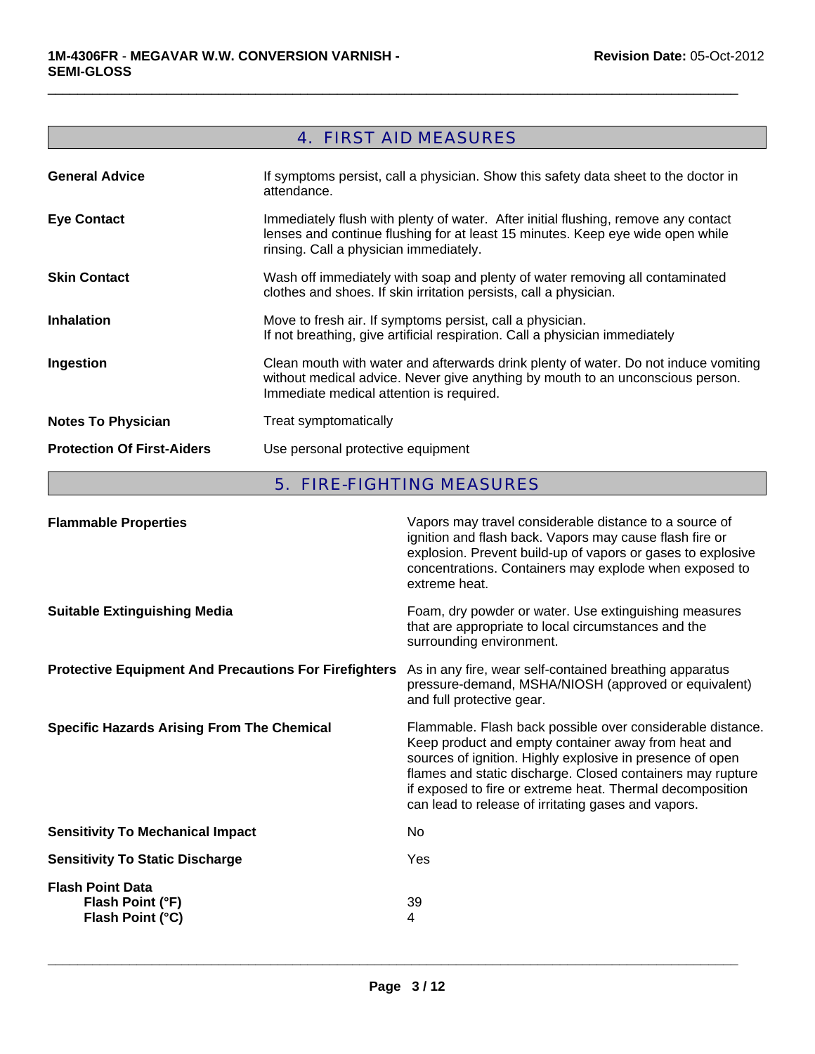## 4. FIRST AID MEASURES

| | |
|---|---|
| **General Advice** | If symptoms persist, call a physician. Show this safety data sheet to the doctor in attendance. |
| **Eye Contact** | Immediately flush with plenty of water. After initial flushing, remove any contact lenses and continue flushing for at least 15 minutes. Keep eye wide open while rinsing. Call a physician immediately. |
| **Skin Contact** | Wash off immediately with soap and plenty of water removing all contaminated clothes and shoes. If skin irritation persists, call a physician. |
| **Inhalation** | Move to fresh air. If symptoms persist, call a physician. If not breathing, give artificial respiration. Call a physician immediately |
| **Ingestion** | Clean mouth with water and afterwards drink plenty of water. Do not induce vomiting without medical advice. Never give anything by mouth to an unconscious person. Immediate medical attention is required. |
| **Notes To Physician** | Treat symptomatically |
| **Protection Of First-Aiders** | Use personal protective equipment |

## 5. FIRE-FIGHTING MEASURES

| | |
|---|---|
| **Flammable Properties** | Vapors may travel considerable distance to a source of ignition and flash back. Vapors may cause flash fire or explosion. Prevent build-up of vapors or gases to explosive concentrations. Containers may explode when exposed to extreme heat. |
| **Suitable Extinguishing Media** | Foam, dry powder or water. Use extinguishing measures that are appropriate to local circumstances and the surrounding environment. |
| **Protective Equipment And Precautions For Firefighters** | As in any fire, wear self-contained breathing apparatus pressure-demand, MSHA/NIOSH (approved or equivalent) and full protective gear. |
| **Specific Hazards Arising From The Chemical** | Flammable. Flash back possible over considerable distance. Keep product and empty container away from heat and sources of ignition. Highly explosive in presence of open flames and static discharge. Closed containers may rupture if exposed to fire or extreme heat. Thermal decomposition can lead to release of irritating gases and vapors. |
| **Sensitivity To Mechanical Impact** | No |
| **Sensitivity To Static Discharge** | Yes |
| **Flash Point Data** | |
| **Flash Point (°F)** | 39 |
| **Flash Point (°C)** | 4 |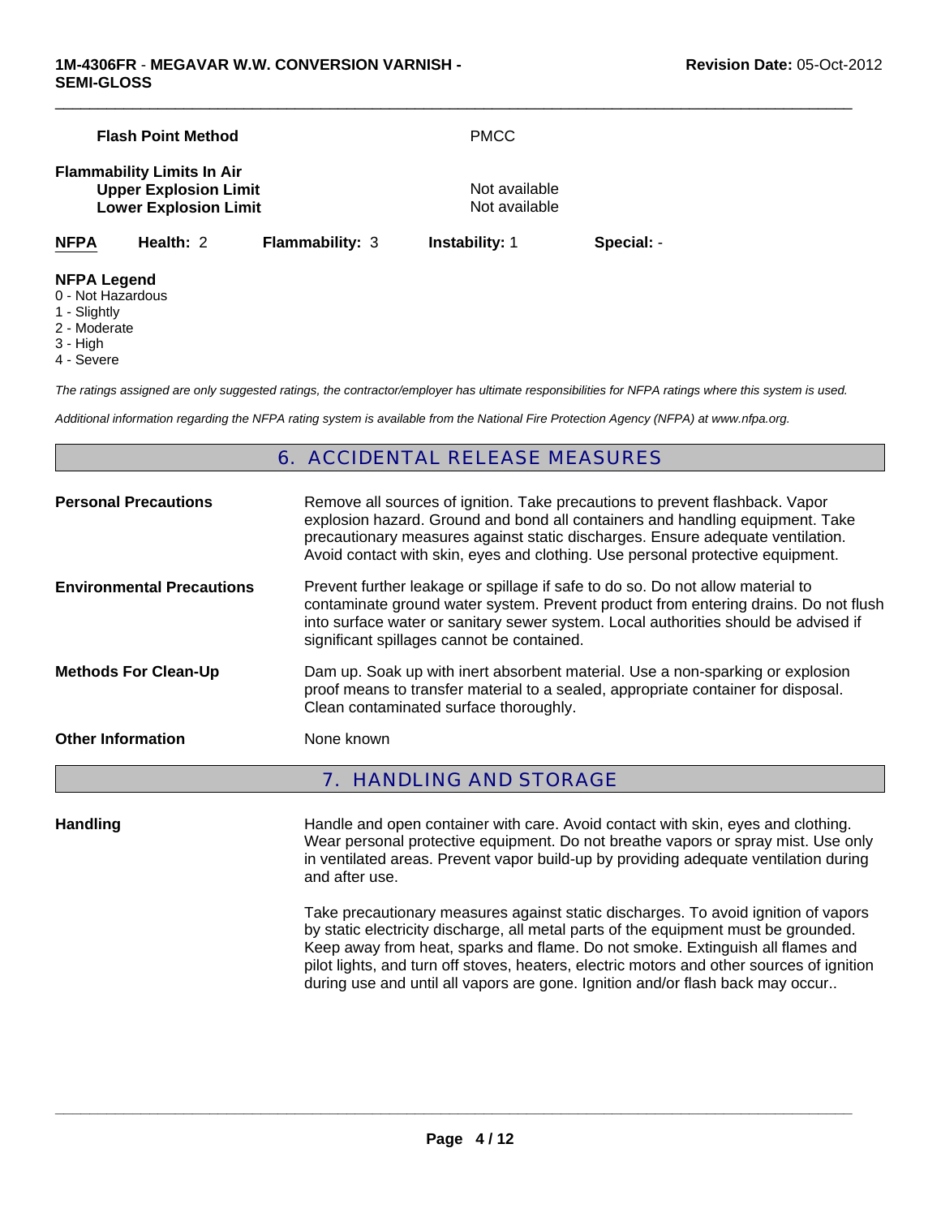| | |
|---|---|
| **Flash Point Method** | PMCC |
| **Flammability Limits In Air** | |
| **Upper Explosion Limit** | Not available |
| **Lower Explosion Limit** | Not available |

| **NFPA** | **Health:** 2 | **Flammability:** 3 | **Instability:** 1 | **Special:** - |
|---|---|---|---|---|

**NFPA Legend**
0 - Not Hazardous
1 - Slightly
2 - Moderate
3 - High
4 - Severe

*The ratings assigned are only suggested ratings, the contractor/employer has ultimate responsibilities for NFPA ratings where this system is used.*

*Additional information regarding the NFPA rating system is available from the National Fire Protection Agency (NFPA) at www.nfpa.org.*

## 6. ACCIDENTAL RELEASE MEASURES

**Personal Precautions**
Remove all sources of ignition. Take precautions to prevent flashback. Vapor explosion hazard. Ground and bond all containers and handling equipment. Take precautionary measures against static discharges. Ensure adequate ventilation. Avoid contact with skin, eyes and clothing. Use personal protective equipment.

**Environmental Precautions**
Prevent further leakage or spillage if safe to do so. Do not allow material to contaminate ground water system. Prevent product from entering drains. Do not flush into surface water or sanitary sewer system. Local authorities should be advised if significant spillages cannot be contained.

**Methods For Clean-Up**
Dam up. Soak up with inert absorbent material. Use a non-sparking or explosion proof means to transfer material to a sealed, appropriate container for disposal. Clean contaminated surface thoroughly.

**Other Information**
None known

## 7. HANDLING AND STORAGE

**Handling**
Handle and open container with care. Avoid contact with skin, eyes and clothing. Wear personal protective equipment. Do not breathe vapors or spray mist. Use only in ventilated areas. Prevent vapor build-up by providing adequate ventilation during and after use.

Take precautionary measures against static discharges. To avoid ignition of vapors by static electricity discharge, all metal parts of the equipment must be grounded. Keep away from heat, sparks and flame. Do not smoke. Extinguish all flames and pilot lights, and turn off stoves, heaters, electric motors and other sources of ignition during use and until all vapors are gone. Ignition and/or flash back may occur..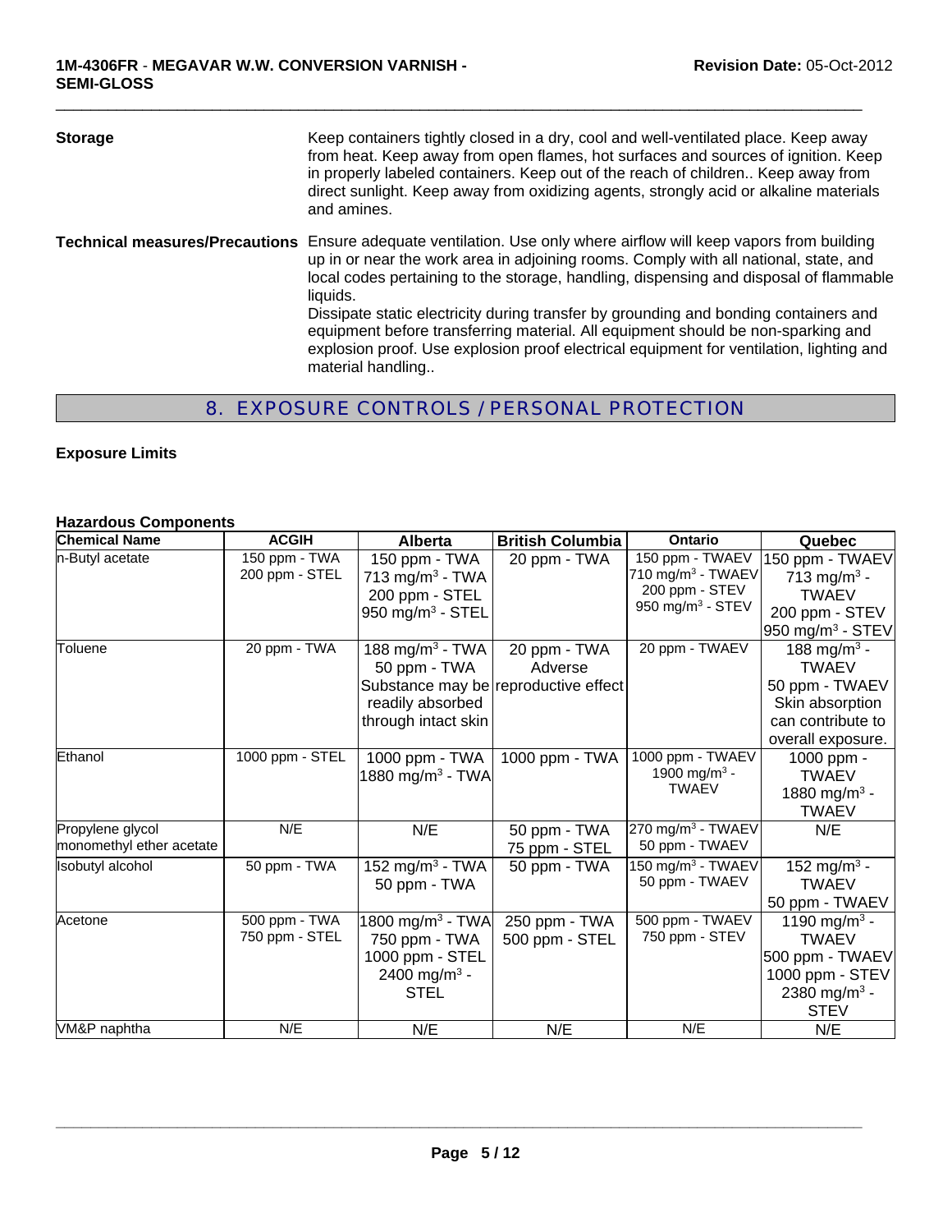**Storage** — Keep containers tightly closed in a dry, cool and well-ventilated place. Keep away from heat. Keep away from open flames, hot surfaces and sources of ignition. Keep in properly labeled containers. Keep out of the reach of children.. Keep away from direct sunlight. Keep away from oxidizing agents, strongly acid or alkaline materials and amines.

**Technical measures/Precautions** — Ensure adequate ventilation. Use only where airflow will keep vapors from building up in or near the work area in adjoining rooms. Comply with all national, state, and local codes pertaining to the storage, handling, dispensing and disposal of flammable liquids.
Dissipate static electricity during transfer by grounding and bonding containers and equipment before transferring material. All equipment should be non-sparking and explosion proof. Use explosion proof electrical equipment for ventilation, lighting and material handling..

## 8. EXPOSURE CONTROLS / PERSONAL PROTECTION

### Exposure Limits

**Hazardous Components**

| Chemical Name | ACGIH | Alberta | British Columbia | Ontario | Quebec |
|---|---|---|---|---|---|
| n-Butyl acetate | 150 ppm - TWA<br>200 ppm - STEL | 150 ppm - TWA<br>713 mg/m$^3$ - TWA<br>200 ppm - STEL<br>950 mg/m$^3$ - STEL | 20 ppm - TWA | 150 ppm - TWAEV<br>710 mg/m$^3$ - TWAEV<br>200 ppm - STEV<br>950 mg/m$^3$ - STEV | 150 ppm - TWAEV<br>713 mg/m$^3$ - TWAEV<br>200 ppm - STEV<br>950 mg/m$^3$ - STEV |
| Toluene | 20 ppm - TWA | 188 mg/m$^3$ - TWA<br>50 ppm - TWA<br>Substance may be readily absorbed through intact skin | 20 ppm - TWA<br>Adverse reproductive effect | 20 ppm - TWAEV | 188 mg/m$^3$ - TWAEV<br>50 ppm - TWAEV<br>Skin absorption can contribute to overall exposure. |
| Ethanol | 1000 ppm - STEL | 1000 ppm - TWA<br>1880 mg/m$^3$ - TWA | 1000 ppm - TWA | 1000 ppm - TWAEV<br>1900 mg/m$^3$ - TWAEV | 1000 ppm - TWAEV<br>1880 mg/m$^3$ - TWAEV |
| Propylene glycol monomethyl ether acetate | N/E | N/E | 50 ppm - TWA<br>75 ppm - STEL | 270 mg/m$^3$ - TWAEV<br>50 ppm - TWAEV | N/E |
| Isobutyl alcohol | 50 ppm - TWA | 152 mg/m$^3$ - TWA<br>50 ppm - TWA | 50 ppm - TWA | 150 mg/m$^3$ - TWAEV<br>50 ppm - TWAEV | 152 mg/m$^3$ - TWAEV<br>50 ppm - TWAEV |
| Acetone | 500 ppm - TWA<br>750 ppm - STEL | 1800 mg/m$^3$ - TWA<br>750 ppm - TWA<br>1000 ppm - STEL<br>2400 mg/m$^3$ - STEL | 250 ppm - TWA<br>500 ppm - STEL | 500 ppm - TWAEV<br>750 ppm - STEV | 1190 mg/m$^3$ - TWAEV<br>500 ppm - TWAEV<br>1000 ppm - STEV<br>2380 mg/m$^3$ - STEV |
| VM&P naphtha | N/E | N/E | N/E | N/E | N/E |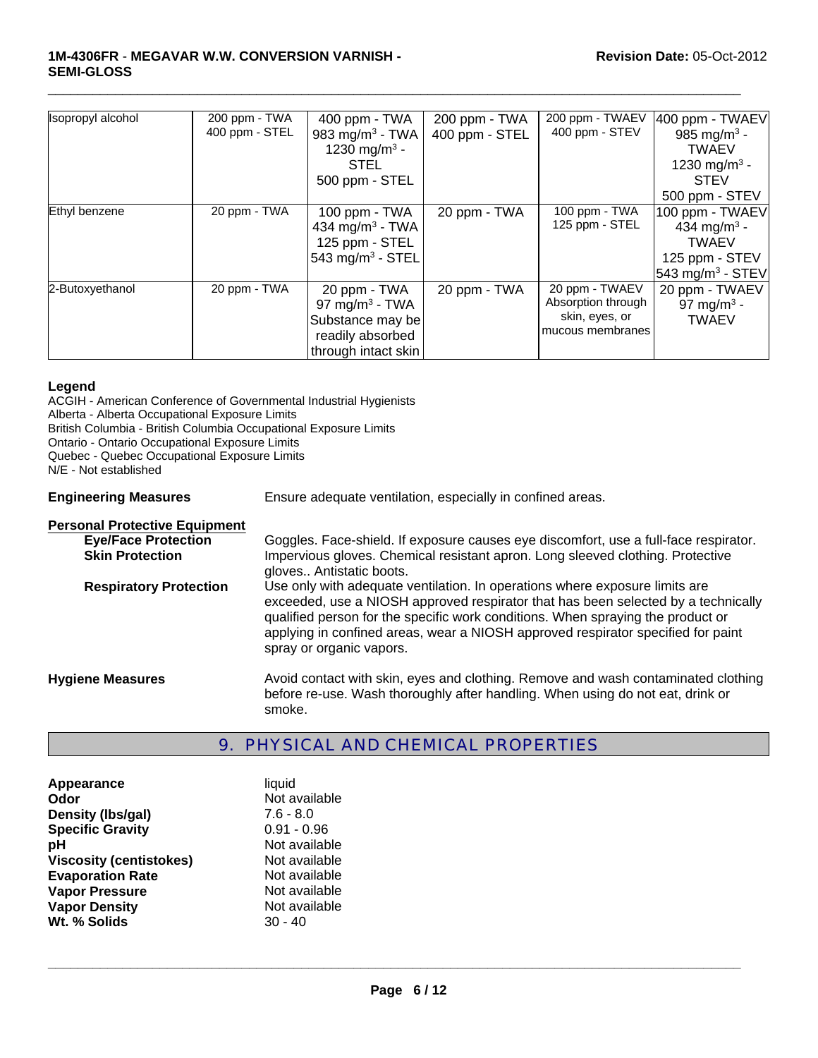| | | | | | |
|---|---|---|---|---|---|
| Isopropyl alcohol | 200 ppm - TWA<br>400 ppm - STEL | 400 ppm - TWA<br>983 mg/m$^3$ - TWA<br>1230 mg/m$^3$ - STEL<br>500 ppm - STEL | 200 ppm - TWA<br>400 ppm - STEL | 200 ppm - TWAEV<br>400 ppm - STEV | 400 ppm - TWAEV<br>985 mg/m$^3$ - TWAEV<br>1230 mg/m$^3$ - STEV<br>500 ppm - STEV |
| Ethyl benzene | 20 ppm - TWA | 100 ppm - TWA<br>434 mg/m$^3$ - TWA<br>125 ppm - STEL<br>543 mg/m$^3$ - STEL | 20 ppm - TWA | 100 ppm - TWA<br>125 ppm - STEL | 100 ppm - TWAEV<br>434 mg/m$^3$ - TWAEV<br>125 ppm - STEV<br>543 mg/m$^3$ - STEV |
| 2-Butoxyethanol | 20 ppm - TWA | 20 ppm - TWA<br>97 mg/m$^3$ - TWA<br>Substance may be readily absorbed through intact skin | 20 ppm - TWA | 20 ppm - TWAEV<br>Absorption through skin, eyes, or mucous membranes | 20 ppm - TWAEV<br>97 mg/m$^3$ - TWAEV |

**Legend**
ACGIH - American Conference of Governmental Industrial Hygienists
Alberta - Alberta Occupational Exposure Limits
British Columbia - British Columbia Occupational Exposure Limits
Ontario - Ontario Occupational Exposure Limits
Quebec - Quebec Occupational Exposure Limits
N/E - Not established

**Engineering Measures** Ensure adequate ventilation, especially in confined areas.

**Personal Protective Equipment**

**Eye/Face Protection** Goggles. Face-shield. If exposure causes eye discomfort, use a full-face respirator.

**Skin Protection** Impervious gloves. Chemical resistant apron. Long sleeved clothing. Protective gloves.. Antistatic boots.

**Respiratory Protection** Use only with adequate ventilation. In operations where exposure limits are exceeded, use a NIOSH approved respirator that has been selected by a technically qualified person for the specific work conditions. When spraying the product or applying in confined areas, wear a NIOSH approved respirator specified for paint spray or organic vapors.

**Hygiene Measures** Avoid contact with skin, eyes and clothing. Remove and wash contaminated clothing before re-use. Wash thoroughly after handling. When using do not eat, drink or smoke.

## 9. PHYSICAL AND CHEMICAL PROPERTIES

| | |
|---|---|
| **Appearance** | liquid |
| **Odor** | Not available |
| **Density (lbs/gal)** | 7.6 - 8.0 |
| **Specific Gravity** | 0.91 - 0.96 |
| **pH** | Not available |
| **Viscosity (centistokes)** | Not available |
| **Evaporation Rate** | Not available |
| **Vapor Pressure** | Not available |
| **Vapor Density** | Not available |
| **Wt. % Solids** | 30 - 40 |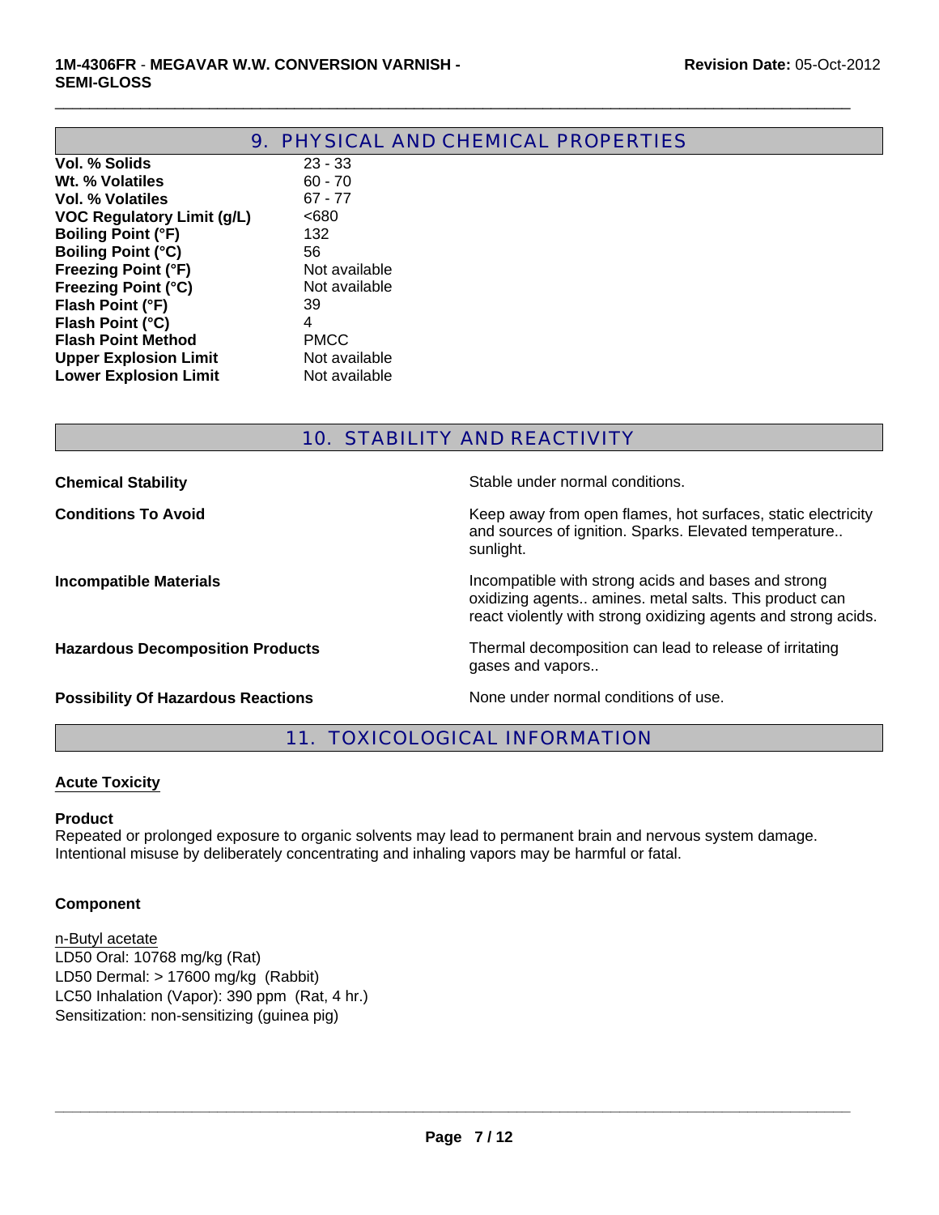## 9. PHYSICAL AND CHEMICAL PROPERTIES

| | |
|---|---|
| **Vol. % Solids** | 23 - 33 |
| **Wt. % Volatiles** | 60 - 70 |
| **Vol. % Volatiles** | 67 - 77 |
| **VOC Regulatory Limit (g/L)** | <680 |
| **Boiling Point (°F)** | 132 |
| **Boiling Point (°C)** | 56 |
| **Freezing Point (°F)** | Not available |
| **Freezing Point (°C)** | Not available |
| **Flash Point (°F)** | 39 |
| **Flash Point (°C)** | 4 |
| **Flash Point Method** | PMCC |
| **Upper Explosion Limit** | Not available |
| **Lower Explosion Limit** | Not available |

## 10. STABILITY AND REACTIVITY

| | |
|---|---|
| **Chemical Stability** | Stable under normal conditions. |
| **Conditions To Avoid** | Keep away from open flames, hot surfaces, static electricity and sources of ignition. Sparks. Elevated temperature.. sunlight. |
| **Incompatible Materials** | Incompatible with strong acids and bases and strong oxidizing agents.. amines. metal salts. This product can react violently with strong oxidizing agents and strong acids. |
| **Hazardous Decomposition Products** | Thermal decomposition can lead to release of irritating gases and vapors.. |
| **Possibility Of Hazardous Reactions** | None under normal conditions of use. |

## 11. TOXICOLOGICAL INFORMATION

### Acute Toxicity

**Product**

Repeated or prolonged exposure to organic solvents may lead to permanent brain and nervous system damage. Intentional misuse by deliberately concentrating and inhaling vapors may be harmful or fatal.

**Component**

n-Butyl acetate
LD50 Oral: 10768 mg/kg (Rat)
LD50 Dermal: > 17600 mg/kg (Rabbit)
LC50 Inhalation (Vapor): 390 ppm (Rat, 4 hr.)
Sensitization: non-sensitizing (guinea pig)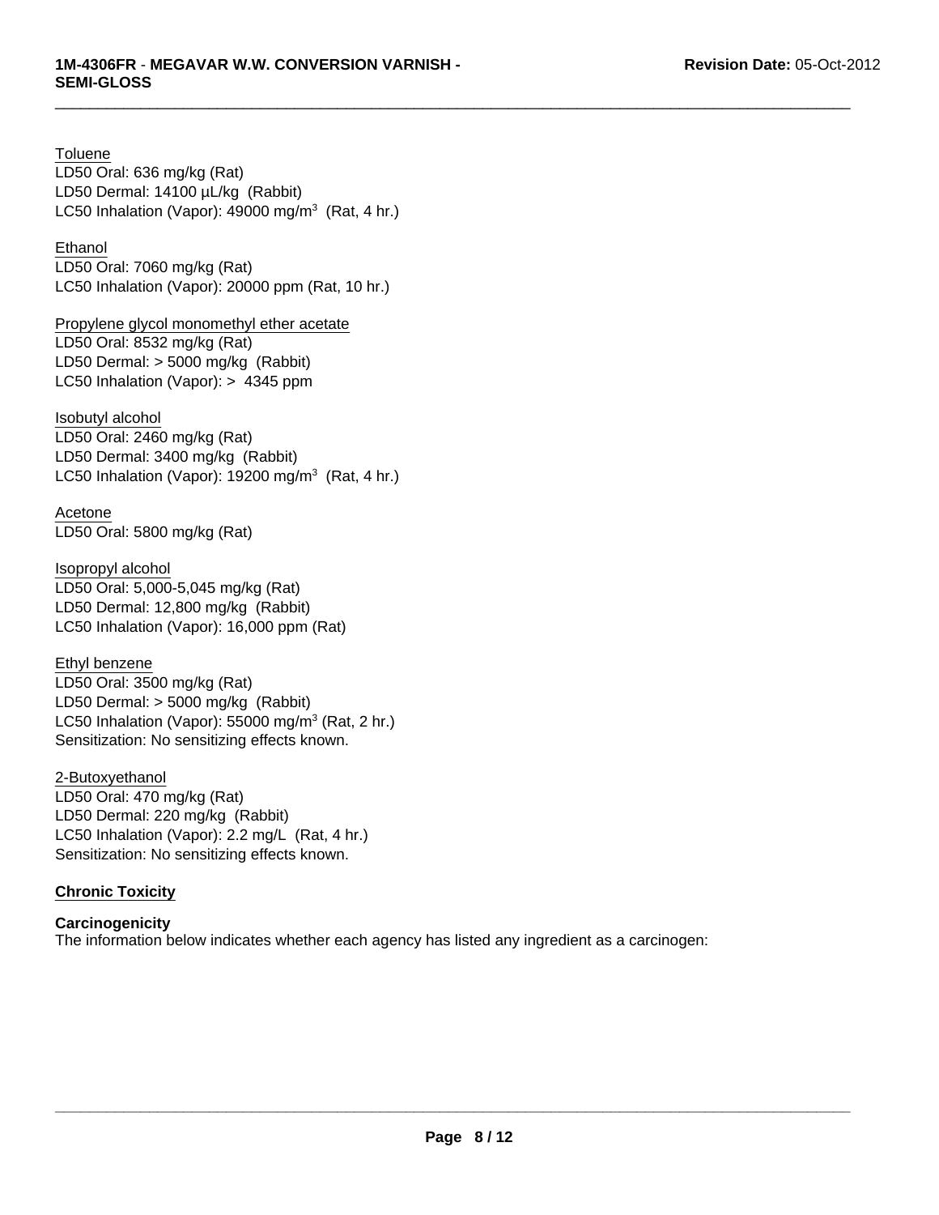Toluene
LD50 Oral: 636 mg/kg (Rat)
LD50 Dermal: 14100 µL/kg (Rabbit)
LC50 Inhalation (Vapor): 49000 mg/m$^3$ (Rat, 4 hr.)

Ethanol
LD50 Oral: 7060 mg/kg (Rat)
LC50 Inhalation (Vapor): 20000 ppm (Rat, 10 hr.)

Propylene glycol monomethyl ether acetate
LD50 Oral: 8532 mg/kg (Rat)
LD50 Dermal: > 5000 mg/kg (Rabbit)
LC50 Inhalation (Vapor): > 4345 ppm

Isobutyl alcohol
LD50 Oral: 2460 mg/kg (Rat)
LD50 Dermal: 3400 mg/kg (Rabbit)
LC50 Inhalation (Vapor): 19200 mg/m$^3$ (Rat, 4 hr.)

Acetone
LD50 Oral: 5800 mg/kg (Rat)

Isopropyl alcohol
LD50 Oral: 5,000-5,045 mg/kg (Rat)
LD50 Dermal: 12,800 mg/kg (Rabbit)
LC50 Inhalation (Vapor): 16,000 ppm (Rat)

Ethyl benzene
LD50 Oral: 3500 mg/kg (Rat)
LD50 Dermal: > 5000 mg/kg (Rabbit)
LC50 Inhalation (Vapor): 55000 mg/m$^3$ (Rat, 2 hr.)
Sensitization: No sensitizing effects known.

2-Butoxyethanol
LD50 Oral: 470 mg/kg (Rat)
LD50 Dermal: 220 mg/kg (Rabbit)
LC50 Inhalation (Vapor): 2.2 mg/L (Rat, 4 hr.)
Sensitization: No sensitizing effects known.

**Chronic Toxicity**

**Carcinogenicity**
The information below indicates whether each agency has listed any ingredient as a carcinogen: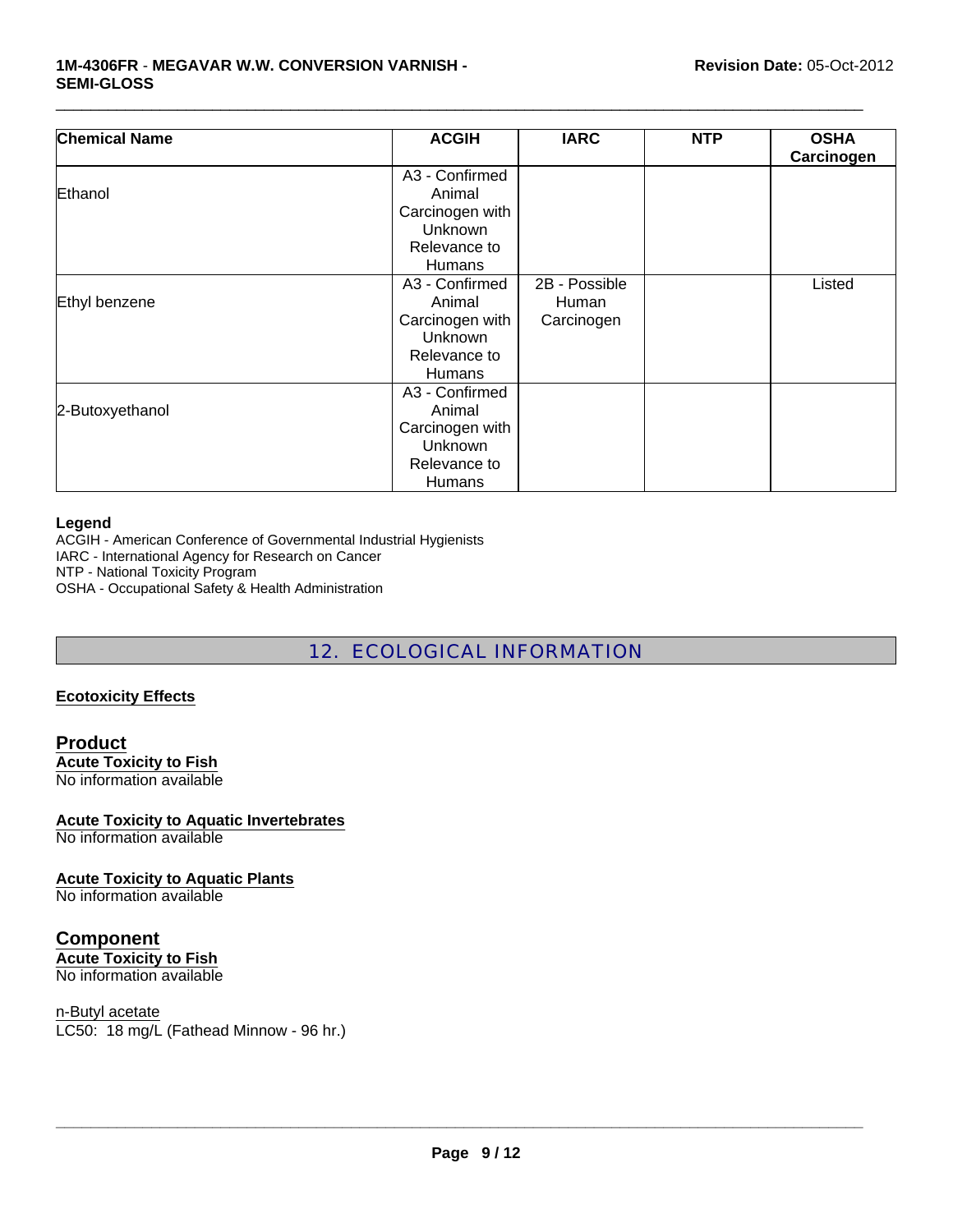| Chemical Name | ACGIH | IARC | NTP | OSHA Carcinogen |
|---|---|---|---|---|
| Ethanol | A3 - Confirmed Animal Carcinogen with Unknown Relevance to Humans | | | |
| Ethyl benzene | A3 - Confirmed Animal Carcinogen with Unknown Relevance to Humans | 2B - Possible Human Carcinogen | | Listed |
| 2-Butoxyethanol | A3 - Confirmed Animal Carcinogen with Unknown Relevance to Humans | | | |

**Legend**
ACGIH - American Conference of Governmental Industrial Hygienists
IARC - International Agency for Research on Cancer
NTP - National Toxicity Program
OSHA - Occupational Safety & Health Administration

## 12. ECOLOGICAL INFORMATION

**Ecotoxicity Effects**

### Product

**Acute Toxicity to Fish**
No information available

**Acute Toxicity to Aquatic Invertebrates**
No information available

**Acute Toxicity to Aquatic Plants**
No information available

### Component

**Acute Toxicity to Fish**
No information available

n-Butyl acetate
LC50: 18 mg/L (Fathead Minnow - 96 hr.)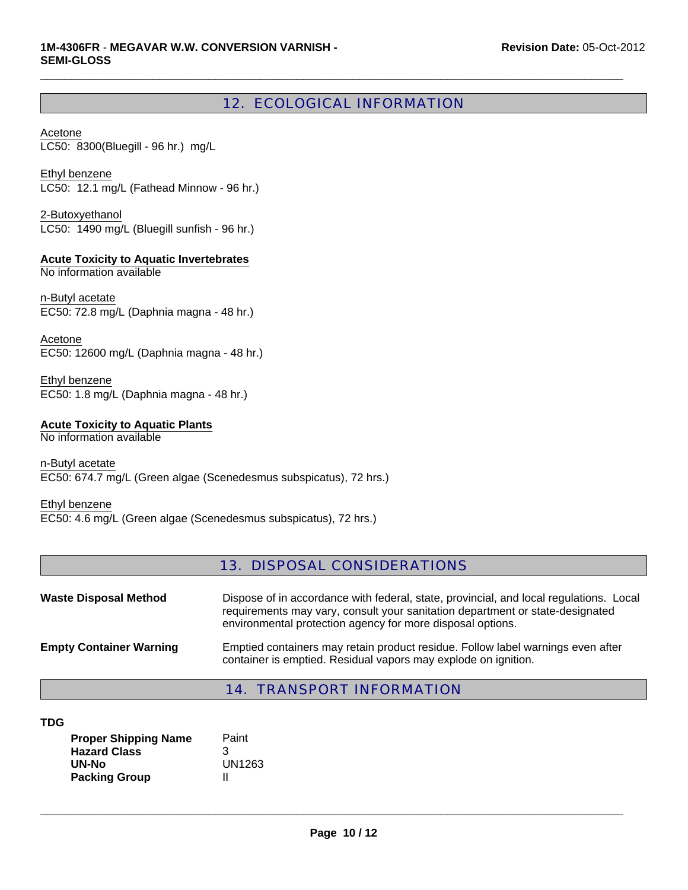## 12. ECOLOGICAL INFORMATION

Acetone
LC50: 8300(Bluegill - 96 hr.) mg/L

Ethyl benzene
LC50: 12.1 mg/L (Fathead Minnow - 96 hr.)

2-Butoxyethanol
LC50: 1490 mg/L (Bluegill sunfish - 96 hr.)

**Acute Toxicity to Aquatic Invertebrates**
No information available

n-Butyl acetate
EC50: 72.8 mg/L (Daphnia magna - 48 hr.)

Acetone
EC50: 12600 mg/L (Daphnia magna - 48 hr.)

Ethyl benzene
EC50: 1.8 mg/L (Daphnia magna - 48 hr.)

**Acute Toxicity to Aquatic Plants**
No information available

n-Butyl acetate
EC50: 674.7 mg/L (Green algae (Scenedesmus subspicatus), 72 hrs.)

Ethyl benzene
EC50: 4.6 mg/L (Green algae (Scenedesmus subspicatus), 72 hrs.)

## 13. DISPOSAL CONSIDERATIONS

**Waste Disposal Method** — Dispose of in accordance with federal, state, provincial, and local regulations. Local requirements may vary, consult your sanitation department or state-designated environmental protection agency for more disposal options.

**Empty Container Warning** — Emptied containers may retain product residue. Follow label warnings even after container is emptied. Residual vapors may explode on ignition.

## 14. TRANSPORT INFORMATION

**TDG**

| | |
|---|---|
| **Proper Shipping Name** | Paint |
| **Hazard Class** | 3 |
| **UN-No** | UN1263 |
| **Packing Group** | II |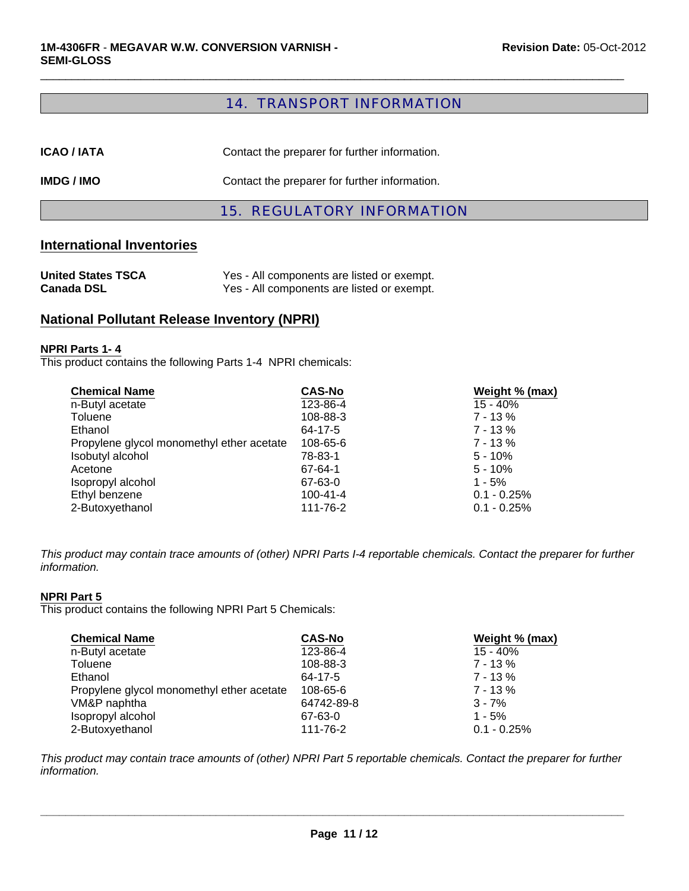## 14. TRANSPORT INFORMATION

**ICAO / IATA** Contact the preparer for further information.

**IMDG / IMO** Contact the preparer for further information.

## 15. REGULATORY INFORMATION

### International Inventories

**United States TSCA** Yes - All components are listed or exempt.
**Canada DSL** Yes - All components are listed or exempt.

### National Pollutant Release Inventory (NPRI)

**NPRI Parts 1- 4**
This product contains the following Parts 1-4 NPRI chemicals:

| Chemical Name | CAS-No | Weight % (max) |
|---|---|---|
| n-Butyl acetate | 123-86-4 | 15 - 40% |
| Toluene | 108-88-3 | 7 - 13 % |
| Ethanol | 64-17-5 | 7 - 13 % |
| Propylene glycol monomethyl ether acetate | 108-65-6 | 7 - 13 % |
| Isobutyl alcohol | 78-83-1 | 5 - 10% |
| Acetone | 67-64-1 | 5 - 10% |
| Isopropyl alcohol | 67-63-0 | 1 - 5% |
| Ethyl benzene | 100-41-4 | 0.1 - 0.25% |
| 2-Butoxyethanol | 111-76-2 | 0.1 - 0.25% |

*This product may contain trace amounts of (other) NPRI Parts I-4 reportable chemicals. Contact the preparer for further information.*

**NPRI Part 5**
This product contains the following NPRI Part 5 Chemicals:

| Chemical Name | CAS-No | Weight % (max) |
|---|---|---|
| n-Butyl acetate | 123-86-4 | 15 - 40% |
| Toluene | 108-88-3 | 7 - 13 % |
| Ethanol | 64-17-5 | 7 - 13 % |
| Propylene glycol monomethyl ether acetate | 108-65-6 | 7 - 13 % |
| VM&P naphtha | 64742-89-8 | 3 - 7% |
| Isopropyl alcohol | 67-63-0 | 1 - 5% |
| 2-Butoxyethanol | 111-76-2 | 0.1 - 0.25% |

*This product may contain trace amounts of (other) NPRI Part 5 reportable chemicals. Contact the preparer for further information.*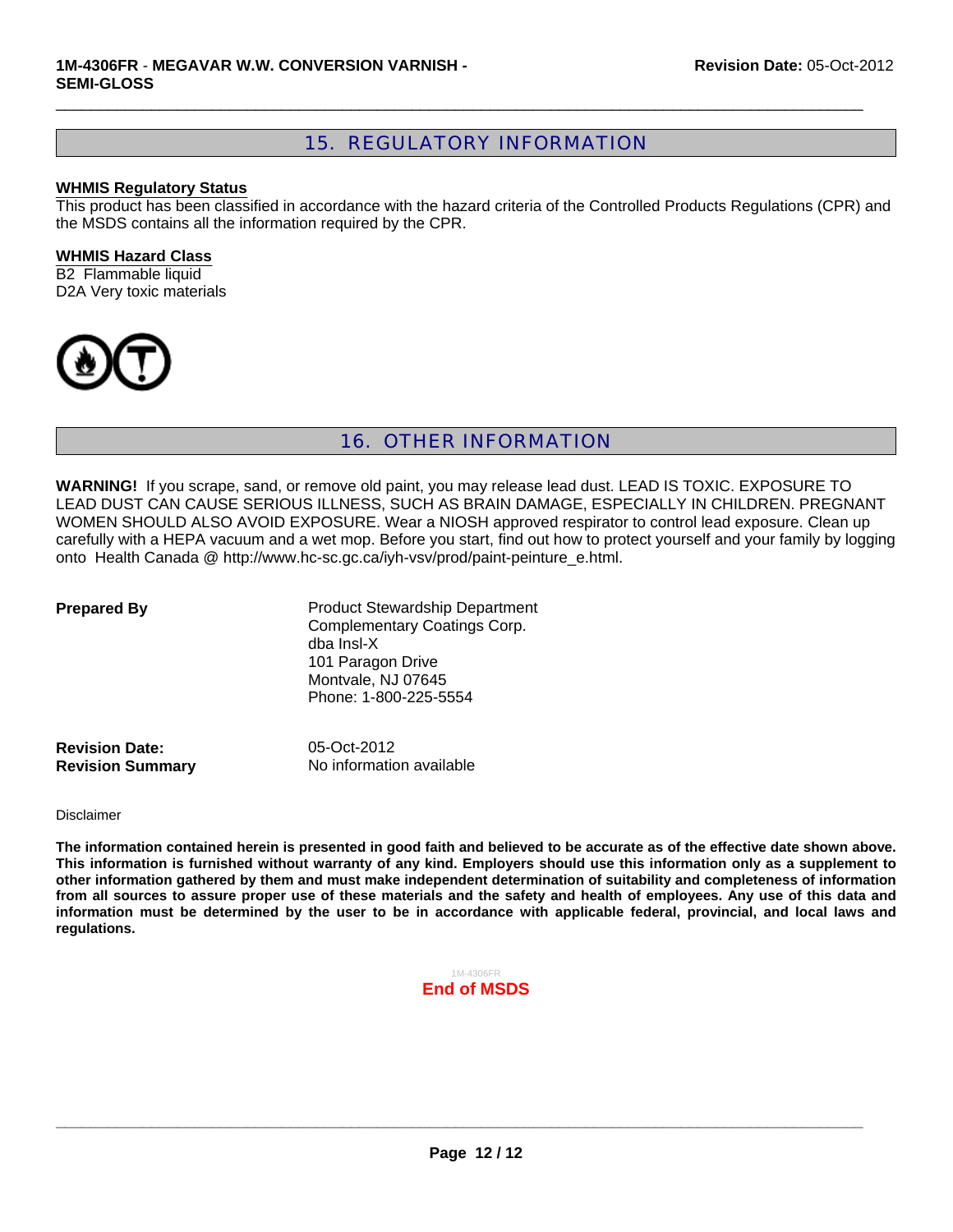## 15. REGULATORY INFORMATION

**WHMIS Regulatory Status**

This product has been classified in accordance with the hazard criteria of the Controlled Products Regulations (CPR) and the MSDS contains all the information required by the CPR.

**WHMIS Hazard Class**

B2 Flammable liquid
D2A Very toxic materials

## 16. OTHER INFORMATION

**WARNING!** If you scrape, sand, or remove old paint, you may release lead dust. LEAD IS TOXIC. EXPOSURE TO LEAD DUST CAN CAUSE SERIOUS ILLNESS, SUCH AS BRAIN DAMAGE, ESPECIALLY IN CHILDREN. PREGNANT WOMEN SHOULD ALSO AVOID EXPOSURE. Wear a NIOSH approved respirator to control lead exposure. Clean up carefully with a HEPA vacuum and a wet mop. Before you start, find out how to protect yourself and your family by logging onto Health Canada @ http://www.hc-sc.gc.ca/iyh-vsv/prod/paint-peinture_e.html.

**Prepared By**
Product Stewardship Department
Complementary Coatings Corp.
dba Insl-X
101 Paragon Drive
Montvale, NJ 07645
Phone: 1-800-225-5554

**Revision Date:** 05-Oct-2012
**Revision Summary** No information available

Disclaimer

**The information contained herein is presented in good faith and believed to be accurate as of the effective date shown above. This information is furnished without warranty of any kind. Employers should use this information only as a supplement to other information gathered by them and must make independent determination of suitability and completeness of information from all sources to assure proper use of these materials and the safety and health of employees. Any use of this data and information must be determined by the user to be in accordance with applicable federal, provincial, and local laws and regulations.**

1M-4306FR

**End of MSDS**